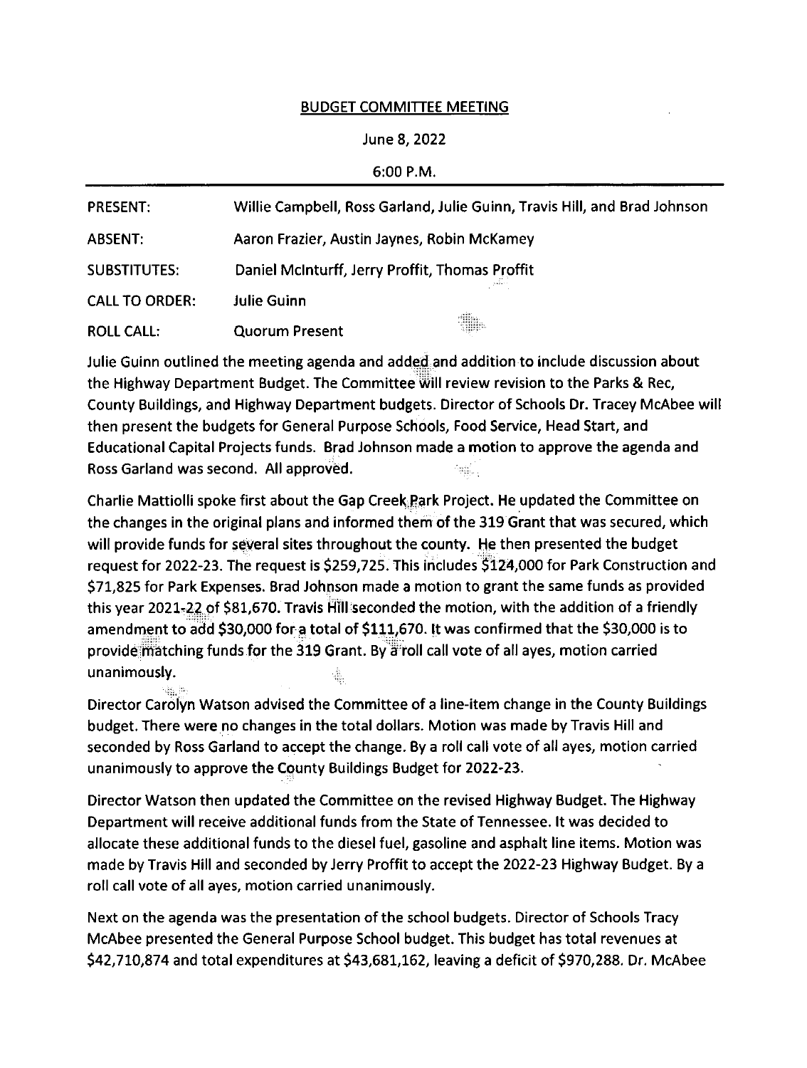# BUDGET COMMITTEE MEETING

June 8, 2022

6:00 P.M.

| | |
|---|---|
| PRESENT: | Willie Campbell, Ross Garland, Julie Guinn, Travis Hill, and Brad Johnson |
| ABSENT: | Aaron Frazier, Austin Jaynes, Robin McKamey |
| SUBSTITUTES: | Daniel McInturff, Jerry Proffit, Thomas Proffit |
| CALL TO ORDER: | Julie Guinn |
| ROLL CALL: | Quorum Present |

Julie Guinn outlined the meeting agenda and added and addition to include discussion about the Highway Department Budget. The Committee will review revision to the Parks & Rec, County Buildings, and Highway Department budgets. Director of Schools Dr. Tracey McAbee will then present the budgets for General Purpose Schools, Food Service, Head Start, and Educational Capital Projects funds. Brad Johnson made a motion to approve the agenda and Ross Garland was second. All approved.

Charlie Mattiolli spoke first about the Gap Creek Park Project. He updated the Committee on the changes in the original plans and informed them of the 319 Grant that was secured, which will provide funds for several sites throughout the county. He then presented the budget request for 2022-23. The request is $259,725. This includes $124,000 for Park Construction and $71,825 for Park Expenses. Brad Johnson made a motion to grant the same funds as provided this year 2021-22 of $81,670. Travis Hill seconded the motion, with the addition of a friendly amendment to add $30,000 for a total of $111,670. It was confirmed that the $30,000 is to provide matching funds for the 319 Grant. By a roll call vote of all ayes, motion carried unanimously.

Director Carolyn Watson advised the Committee of a line-item change in the County Buildings budget. There were no changes in the total dollars. Motion was made by Travis Hill and seconded by Ross Garland to accept the change. By a roll call vote of all ayes, motion carried unanimously to approve the County Buildings Budget for 2022-23.

Director Watson then updated the Committee on the revised Highway Budget. The Highway Department will receive additional funds from the State of Tennessee. It was decided to allocate these additional funds to the diesel fuel, gasoline and asphalt line items. Motion was made by Travis Hill and seconded by Jerry Proffit to accept the 2022-23 Highway Budget. By a roll call vote of all ayes, motion carried unanimously.

Next on the agenda was the presentation of the school budgets. Director of Schools Tracy McAbee presented the General Purpose School budget. This budget has total revenues at $42,710,874 and total expenditures at $43,681,162, leaving a deficit of $970,288. Dr. McAbee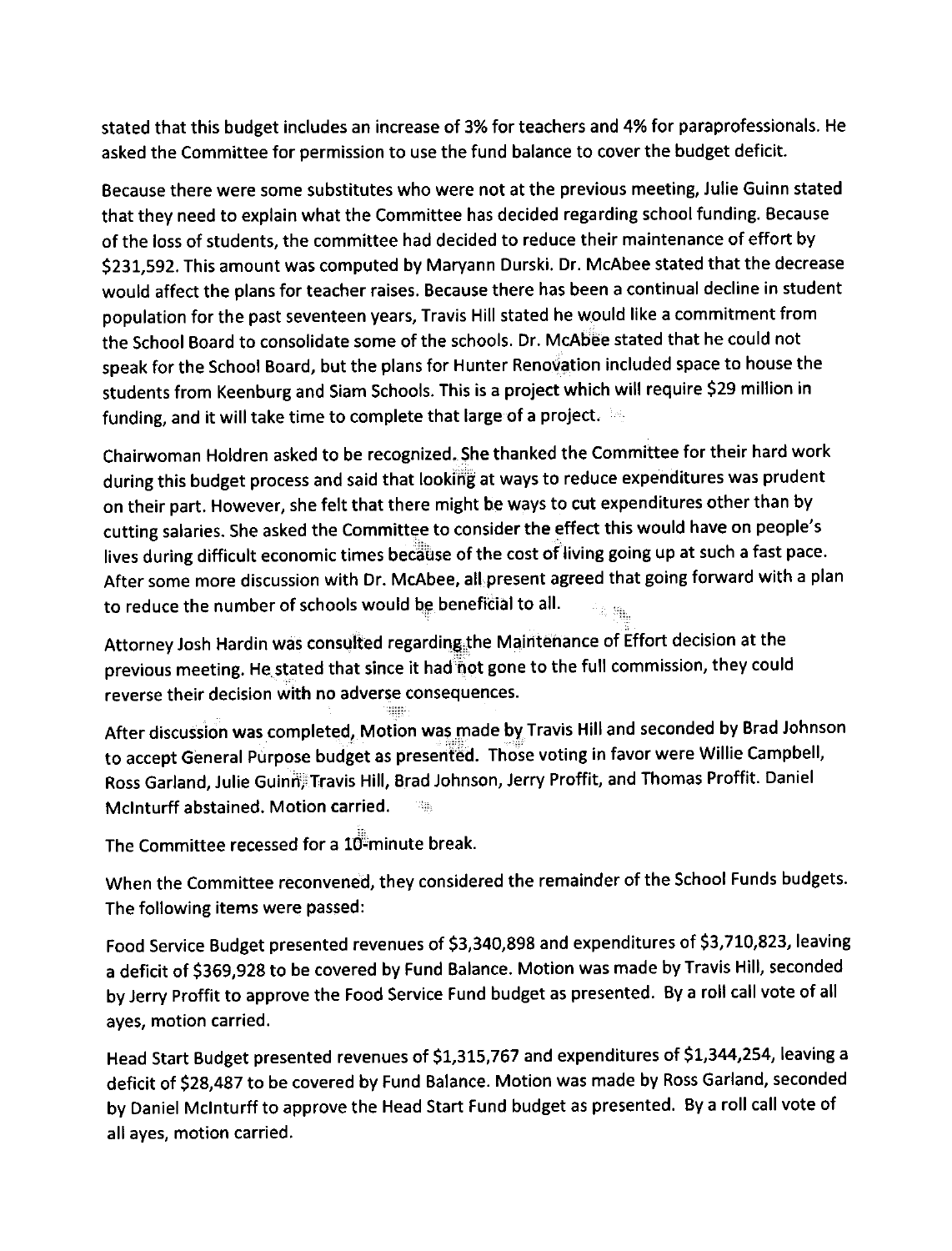stated that this budget includes an increase of 3% for teachers and 4% for paraprofessionals. He asked the Committee for permission to use the fund balance to cover the budget deficit.

Because there were some substitutes who were not at the previous meeting, Julie Guinn stated that they need to explain what the Committee has decided regarding school funding. Because of the loss of students, the committee had decided to reduce their maintenance of effort by $231,592. This amount was computed by Maryann Durski. Dr. McAbee stated that the decrease would affect the plans for teacher raises. Because there has been a continual decline in student population for the past seventeen years, Travis Hill stated he would like a commitment from the School Board to consolidate some of the schools. Dr. McAbee stated that he could not speak for the School Board, but the plans for Hunter Renovation included space to house the students from Keenburg and Siam Schools. This is a project which will require $29 million in funding, and it will take time to complete that large of a project.

Chairwoman Holdren asked to be recognized. She thanked the Committee for their hard work during this budget process and said that looking at ways to reduce expenditures was prudent on their part. However, she felt that there might be ways to cut expenditures other than by cutting salaries. She asked the Committee to consider the effect this would have on people's lives during difficult economic times because of the cost of living going up at such a fast pace. After some more discussion with Dr. McAbee, all present agreed that going forward with a plan to reduce the number of schools would be beneficial to all.

Attorney Josh Hardin was consulted regarding the Maintenance of Effort decision at the previous meeting. He stated that since it had not gone to the full commission, they could reverse their decision with no adverse consequences.

After discussion was completed, Motion was made by Travis Hill and seconded by Brad Johnson to accept General Purpose budget as presented. Those voting in favor were Willie Campbell, Ross Garland, Julie Guinn, Travis Hill, Brad Johnson, Jerry Proffit, and Thomas Proffit. Daniel McInturff abstained. Motion carried.

The Committee recessed for a 10-minute break.

When the Committee reconvened, they considered the remainder of the School Funds budgets. The following items were passed:

Food Service Budget presented revenues of $3,340,898 and expenditures of $3,710,823, leaving a deficit of $369,928 to be covered by Fund Balance. Motion was made by Travis Hill, seconded by Jerry Proffit to approve the Food Service Fund budget as presented. By a roll call vote of all ayes, motion carried.

Head Start Budget presented revenues of $1,315,767 and expenditures of $1,344,254, leaving a deficit of $28,487 to be covered by Fund Balance. Motion was made by Ross Garland, seconded by Daniel McInturff to approve the Head Start Fund budget as presented. By a roll call vote of all ayes, motion carried.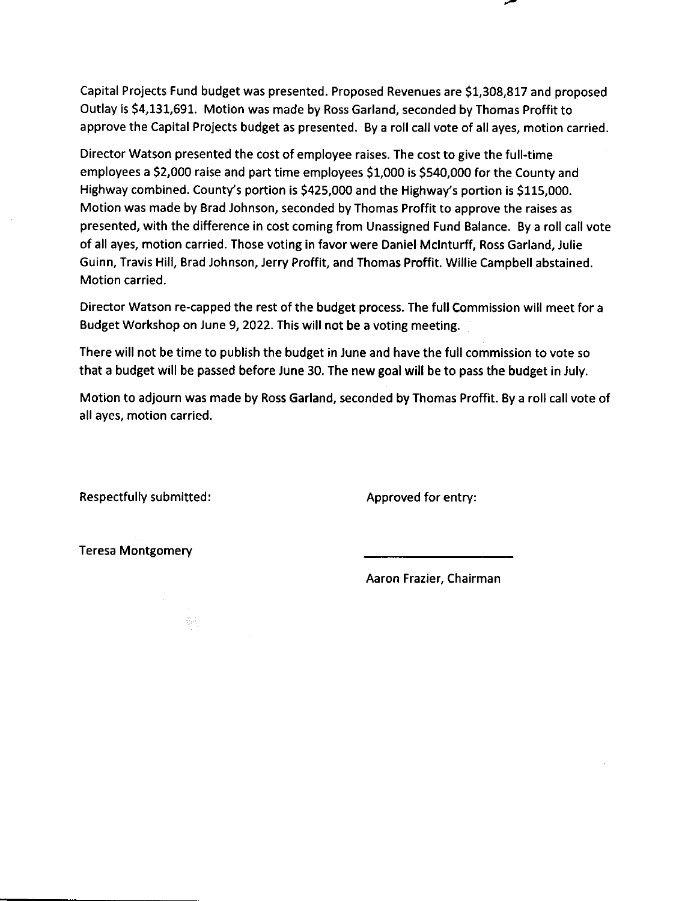Capital Projects Fund budget was presented. Proposed Revenues are $1,308,817 and proposed Outlay is $4,131,691. Motion was made by Ross Garland, seconded by Thomas Proffit to approve the Capital Projects budget as presented. By a roll call vote of all ayes, motion carried.

Director Watson presented the cost of employee raises. The cost to give the full-time employees a $2,000 raise and part time employees $1,000 is $540,000 for the County and Highway combined. County's portion is $425,000 and the Highway's portion is $115,000. Motion was made by Brad Johnson, seconded by Thomas Proffit to approve the raises as presented, with the difference in cost coming from Unassigned Fund Balance. By a roll call vote of all ayes, motion carried. Those voting in favor were Daniel McInturff, Ross Garland, Julie Guinn, Travis Hill, Brad Johnson, Jerry Proffit, and Thomas Proffit. Willie Campbell abstained. Motion carried.

Director Watson re-capped the rest of the budget process. The full Commission will meet for a Budget Workshop on June 9, 2022. This will not be a voting meeting.

There will not be time to publish the budget in June and have the full commission to vote so that a budget will be passed before June 30. The new goal will be to pass the budget in July.

Motion to adjourn was made by Ross Garland, seconded by Thomas Proffit. By a roll call vote of all ayes, motion carried.

Respectfully submitted:

Teresa Montgomery

Approved for entry:

\_\_\_\_\_\_\_\_\_\_\_\_\_\_\_\_\_\_\_\_\_\_

Aaron Frazier, Chairman